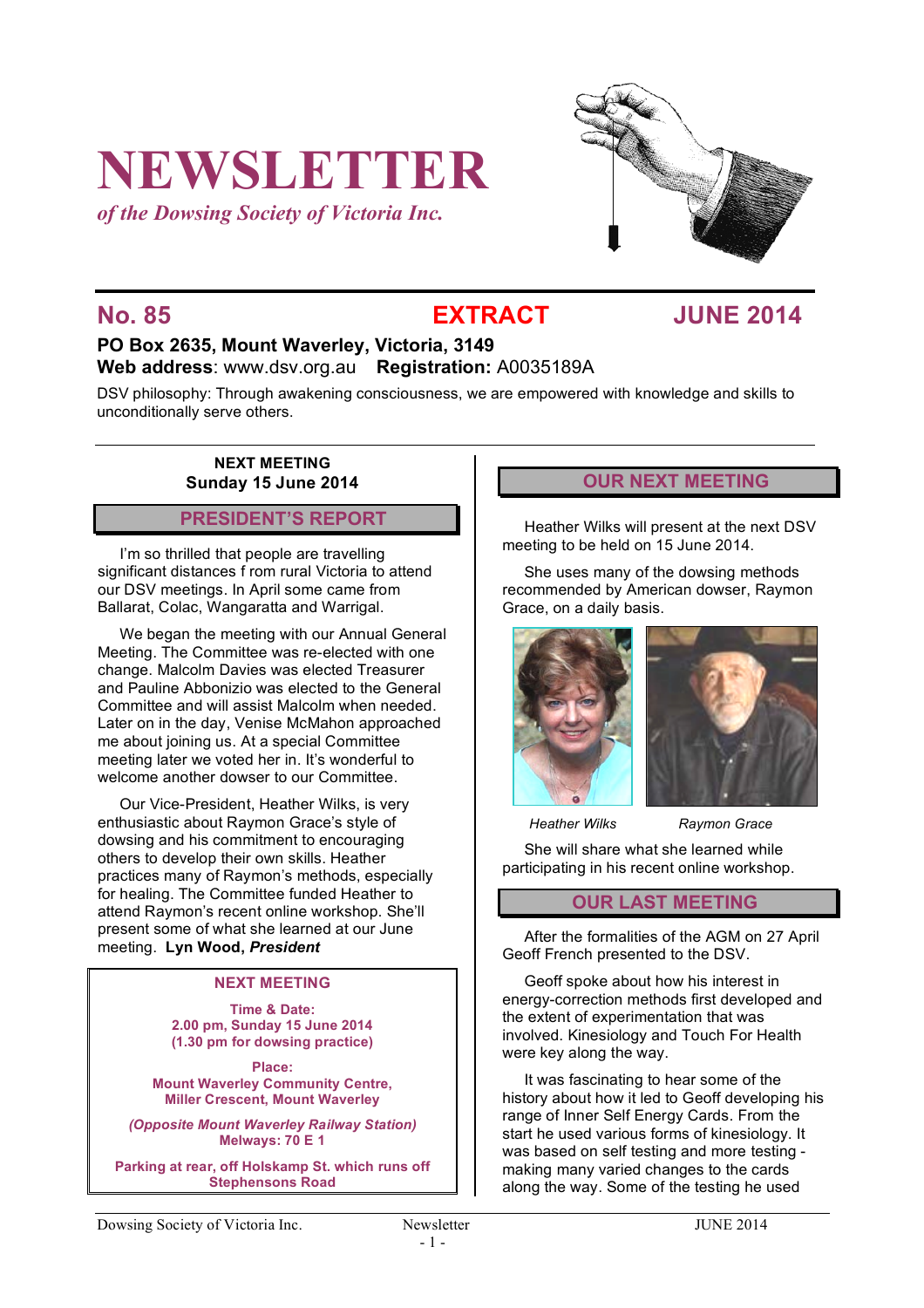# NEWSLETTER

*of the Dowsing Society of Victoria Inc.*

**No. 85** **EXTRACT** **JUNE 2014**

**PO Box 2635, Mount Waverley, Victoria, 3149**
**Web address**: www.dsv.org.au **Registration:** A0035189A

DSV philosophy: Through awakening consciousness, we are empowered with knowledge and skills to unconditionally serve others.

**NEXT MEETING**
**Sunday 15 June 2014**

## PRESIDENT'S REPORT

I'm so thrilled that people are travelling significant distances f rom rural Victoria to attend our DSV meetings. In April some came from Ballarat, Colac, Wangaratta and Warrigal.

We began the meeting with our Annual General Meeting. The Committee was re-elected with one change. Malcolm Davies was elected Treasurer and Pauline Abbonizio was elected to the General Committee and will assist Malcolm when needed. Later on in the day, Venise McMahon approached me about joining us. At a special Committee meeting later we voted her in. It's wonderful to welcome another dowser to our Committee.

Our Vice-President, Heather Wilks, is very enthusiastic about Raymon Grace's style of dowsing and his commitment to encouraging others to develop their own skills. Heather practices many of Raymon's methods, especially for healing. The Committee funded Heather to attend Raymon's recent online workshop. She'll present some of what she learned at our June meeting. **Lyn Wood, *President***

**NEXT MEETING**

**Time & Date:**
**2.00 pm, Sunday 15 June 2014**
**(1.30 pm for dowsing practice)**

**Place:**
**Mount Waverley Community Centre, Miller Crescent, Mount Waverley**

***(Opposite Mount Waverley Railway Station)***
**Melways: 70 E 1**

**Parking at rear, off Holskamp St. which runs off Stephensons Road**

## OUR NEXT MEETING

Heather Wilks will present at the next DSV meeting to be held on 15 June 2014.

She uses many of the dowsing methods recommended by American dowser, Raymon Grace, on a daily basis.

*Heather Wilks* *Raymon Grace*

She will share what she learned while participating in his recent online workshop.

## OUR LAST MEETING

After the formalities of the AGM on 27 April Geoff French presented to the DSV.

Geoff spoke about how his interest in energy-correction methods first developed and the extent of experimentation that was involved. Kinesiology and Touch For Health were key along the way.

It was fascinating to hear some of the history about how it led to Geoff developing his range of Inner Self Energy Cards. From the start he used various forms of kinesiology. It was based on self testing and more testing - making many varied changes to the cards along the way. Some of the testing he used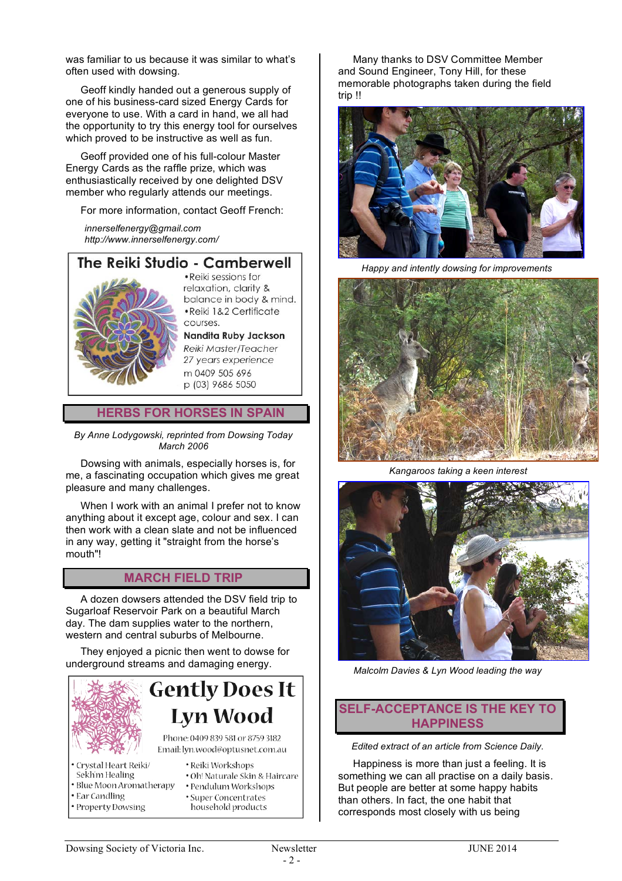was familiar to us because it was similar to what's often used with dowsing.

Geoff kindly handed out a generous supply of one of his business-card sized Energy Cards for everyone to use. With a card in hand, we all had the opportunity to try this energy tool for ourselves which proved to be instructive as well as fun.

Geoff provided one of his full-colour Master Energy Cards as the raffle prize, which was enthusiastically received by one delighted DSV member who regularly attends our meetings.

For more information, contact Geoff French:

*innerselfenergy@gmail.com*
*http://www.innerselfenergy.com/*

**The Reiki Studio - Camberwell**

- Reiki sessions for relaxation, clarity & balance in body & mind.
- Reiki 1&2 Certificate courses.

**Nandita Ruby Jackson**
*Reiki Master/Teacher*
*27 years experience*
m 0409 505 696
p (03) 9686 5050

## HERBS FOR HORSES IN SPAIN

*By Anne Lodygowski, reprinted from Dowsing Today March 2006*

Dowsing with animals, especially horses is, for me, a fascinating occupation which gives me great pleasure and many challenges.

When I work with an animal I prefer not to know anything about it except age, colour and sex. I can then work with a clean slate and not be influenced in any way, getting it "straight from the horse's mouth"!

## MARCH FIELD TRIP

A dozen dowsers attended the DSV field trip to Sugarloaf Reservoir Park on a beautiful March day. The dam supplies water to the northern, western and central suburbs of Melbourne.

They enjoyed a picnic then went to dowse for underground streams and damaging energy.

**Gently Does It**
**Lyn Wood**
Phone: 0409 839 581 or 8759 3182
Email: lyn.wood@optusnet.com.au

- Crystal Heart Reiki/ Sekh'm Healing
- Blue Moon Aromatherapy
- Ear Candling
- Property Dowsing
- Reiki Workshops
- Oh! Naturale Skin & Haircare
- Pendulum Workshops
- Super Concentrates household products

Many thanks to DSV Committee Member and Sound Engineer, Tony Hill, for these memorable photographs taken during the field trip !!

*Happy and intently dowsing for improvements*

*Kangaroos taking a keen interest*

*Malcolm Davies & Lyn Wood leading the way*

## SELF-ACCEPTANCE IS THE KEY TO HAPPINESS

*Edited extract of an article from Science Daily.*

Happiness is more than just a feeling. It is something we can all practise on a daily basis. But people are better at some happy habits than others. In fact, the one habit that corresponds most closely with us being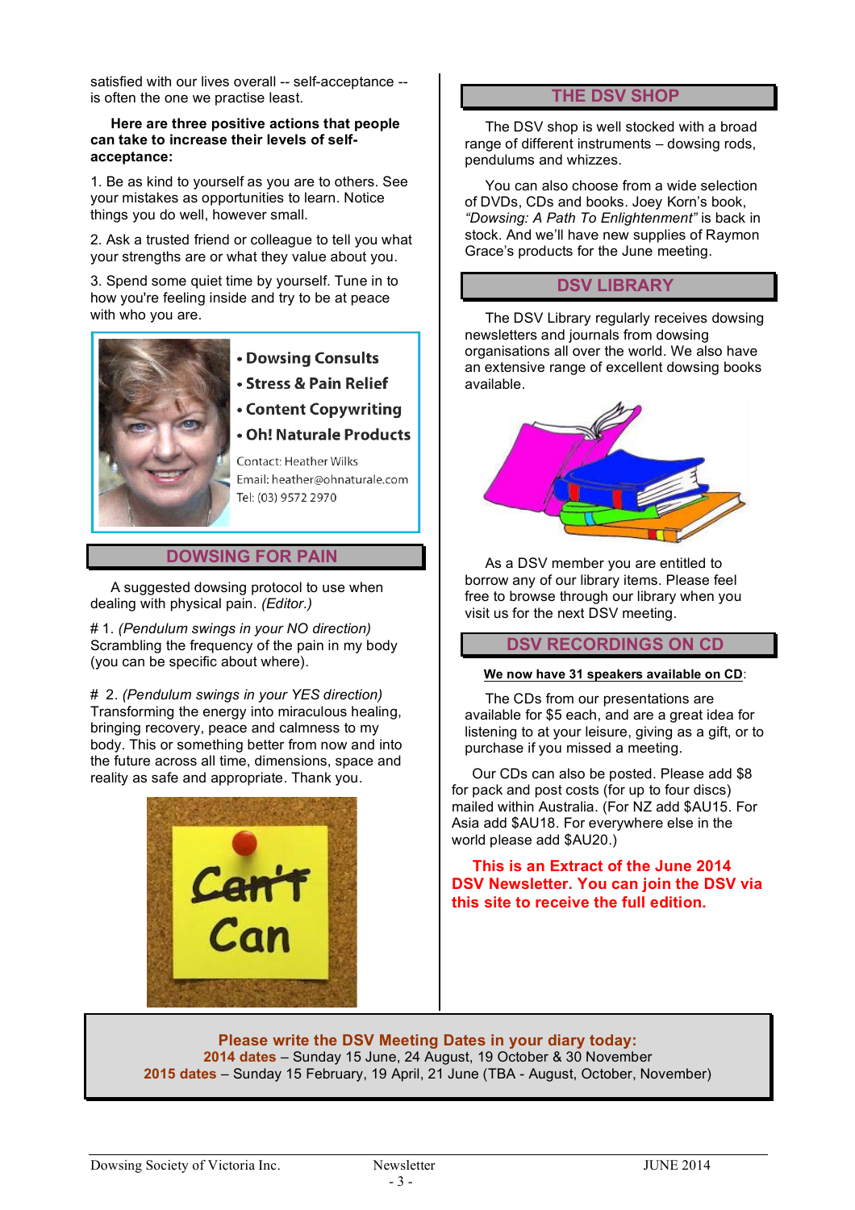satisfied with our lives overall -- self-acceptance -- is often the one we practise least.

**Here are three positive actions that people can take to increase their levels of self-acceptance:**

1. Be as kind to yourself as you are to others. See your mistakes as opportunities to learn. Notice things you do well, however small.

2. Ask a trusted friend or colleague to tell you what your strengths are or what they value about you.

3. Spend some quiet time by yourself. Tune in to how you're feeling inside and try to be at peace with who you are.

- **Dowsing Consults**
- **Stress & Pain Relief**
- **Content Copywriting**
- **Oh! Naturale Products**

Contact: Heather Wilks
Email: heather@ohnaturale.com
Tel: (03) 9572 2970

## DOWSING FOR PAIN

A suggested dowsing protocol to use when dealing with physical pain. *(Editor.)*

# 1. *(Pendulum swings in your NO direction)* Scrambling the frequency of the pain in my body (you can be specific about where).

# 2. *(Pendulum swings in your YES direction)* Transforming the energy into miraculous healing, bringing recovery, peace and calmness to my body. This or something better from now and into the future across all time, dimensions, space and reality as safe and appropriate. Thank you.

## THE DSV SHOP

The DSV shop is well stocked with a broad range of different instruments – dowsing rods, pendulums and whizzes.

You can also choose from a wide selection of DVDs, CDs and books. Joey Korn's book, *"Dowsing: A Path To Enlightenment"* is back in stock. And we'll have new supplies of Raymon Grace's products for the June meeting.

## DSV LIBRARY

The DSV Library regularly receives dowsing newsletters and journals from dowsing organisations all over the world. We also have an extensive range of excellent dowsing books available.

As a DSV member you are entitled to borrow any of our library items. Please feel free to browse through our library when you visit us for the next DSV meeting.

## DSV RECORDINGS ON CD

**We now have 31 speakers available on CD**:

The CDs from our presentations are available for $5 each, and are a great idea for listening to at your leisure, giving as a gift, or to purchase if you missed a meeting.

Our CDs can also be posted. Please add $8 for pack and post costs (for up to four discs) mailed within Australia. (For NZ add $AU15. For Asia add $AU18. For everywhere else in the world please add $AU20.)

**This is an Extract of the June 2014 DSV Newsletter. You can join the DSV via this site to receive the full edition.**

**Please write the DSV Meeting Dates in your diary today:**
**2014 dates** – Sunday 15 June, 24 August, 19 October & 30 November
**2015 dates** – Sunday 15 February, 19 April, 21 June (TBA - August, October, November)